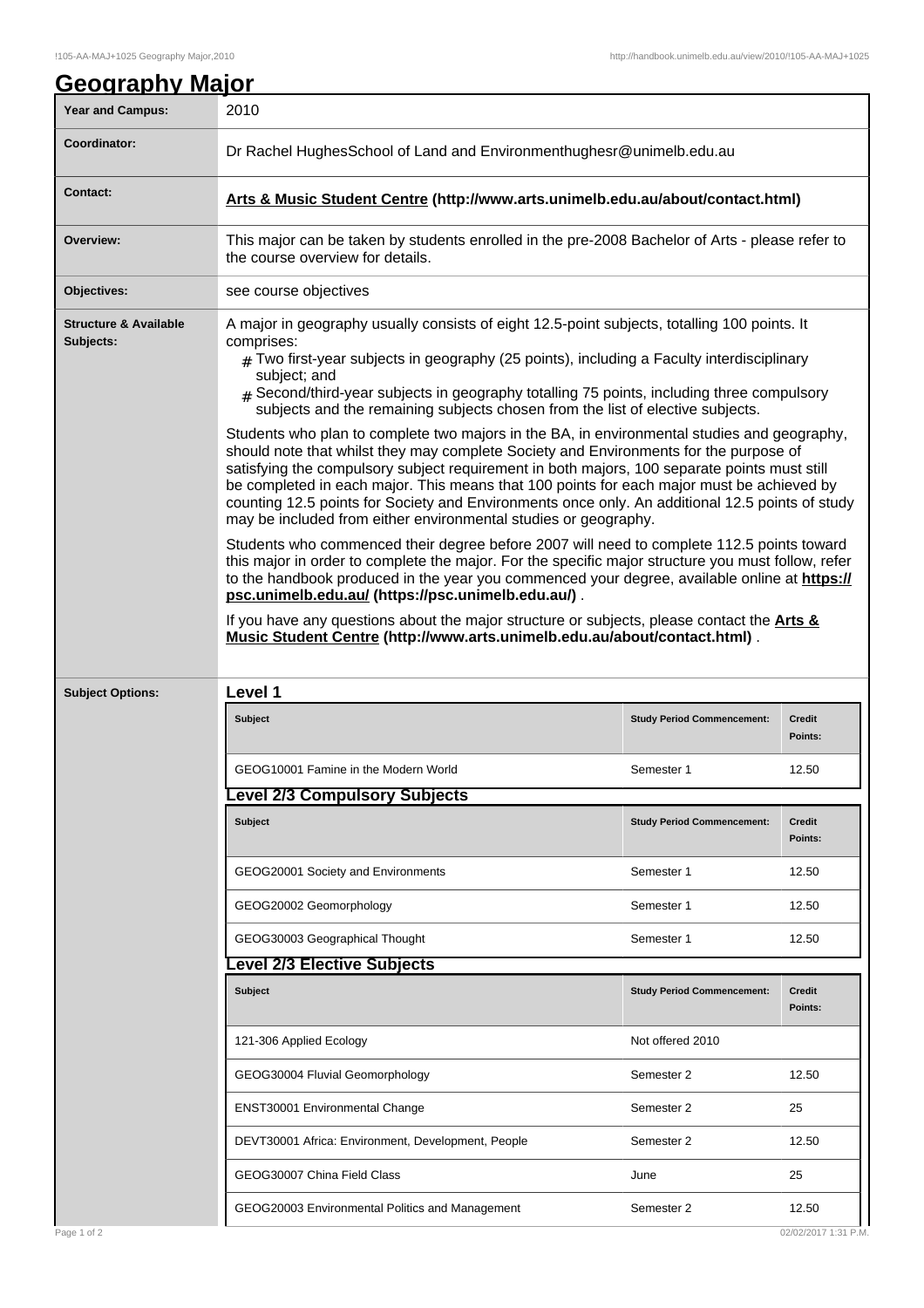# Geography Major

| | |
|---|---|
| **Year and Campus:** | 2010 |
| **Coordinator:** | Dr Rachel HughesSchool of Land and Environmenthughesr@unimelb.edu.au |
| **Contact:** | **Arts & Music Student Centre (http://www.arts.unimelb.edu.au/about/contact.html)** |
| **Overview:** | This major can be taken by students enrolled in the pre-2008 Bachelor of Arts - please refer to the course overview for details. |
| **Objectives:** | see course objectives |

**Structure & Available Subjects:**

A major in geography usually consists of eight 12.5-point subjects, totalling 100 points. It comprises:

- Two first-year subjects in geography (25 points), including a Faculty interdisciplinary subject; and
- Second/third-year subjects in geography totalling 75 points, including three compulsory subjects and the remaining subjects chosen from the list of elective subjects.

Students who plan to complete two majors in the BA, in environmental studies and geography, should note that whilst they may complete Society and Environments for the purpose of satisfying the compulsory subject requirement in both majors, 100 separate points must still be completed in each major. This means that 100 points for each major must be achieved by counting 12.5 points for Society and Environments once only. An additional 12.5 points of study may be included from either environmental studies or geography.

Students who commenced their degree before 2007 will need to complete 112.5 points toward this major in order to complete the major. For the specific major structure you must follow, refer to the handbook produced in the year you commenced your degree, available online at **https://psc.unimelb.edu.au/ (https://psc.unimelb.edu.au/)** .

If you have any questions about the major structure or subjects, please contact the **Arts & Music Student Centre (http://www.arts.unimelb.edu.au/about/contact.html)** .

**Subject Options:**

### Level 1

| Subject | Study Period Commencement: | Credit Points: |
|---|---|---|
| GEOG10001 Famine in the Modern World | Semester 1 | 12.50 |

### Level 2/3 Compulsory Subjects

| Subject | Study Period Commencement: | Credit Points: |
|---|---|---|
| GEOG20001 Society and Environments | Semester 1 | 12.50 |
| GEOG20002 Geomorphology | Semester 1 | 12.50 |
| GEOG30003 Geographical Thought | Semester 1 | 12.50 |

### Level 2/3 Elective Subjects

| Subject | Study Period Commencement: | Credit Points: |
|---|---|---|
| 121-306 Applied Ecology | Not offered 2010 | |
| GEOG30004 Fluvial Geomorphology | Semester 2 | 12.50 |
| ENST30001 Environmental Change | Semester 2 | 25 |
| DEVT30001 Africa: Environment, Development, People | Semester 2 | 12.50 |
| GEOG30007 China Field Class | June | 25 |
| GEOG20003 Environmental Politics and Management | Semester 2 | 12.50 |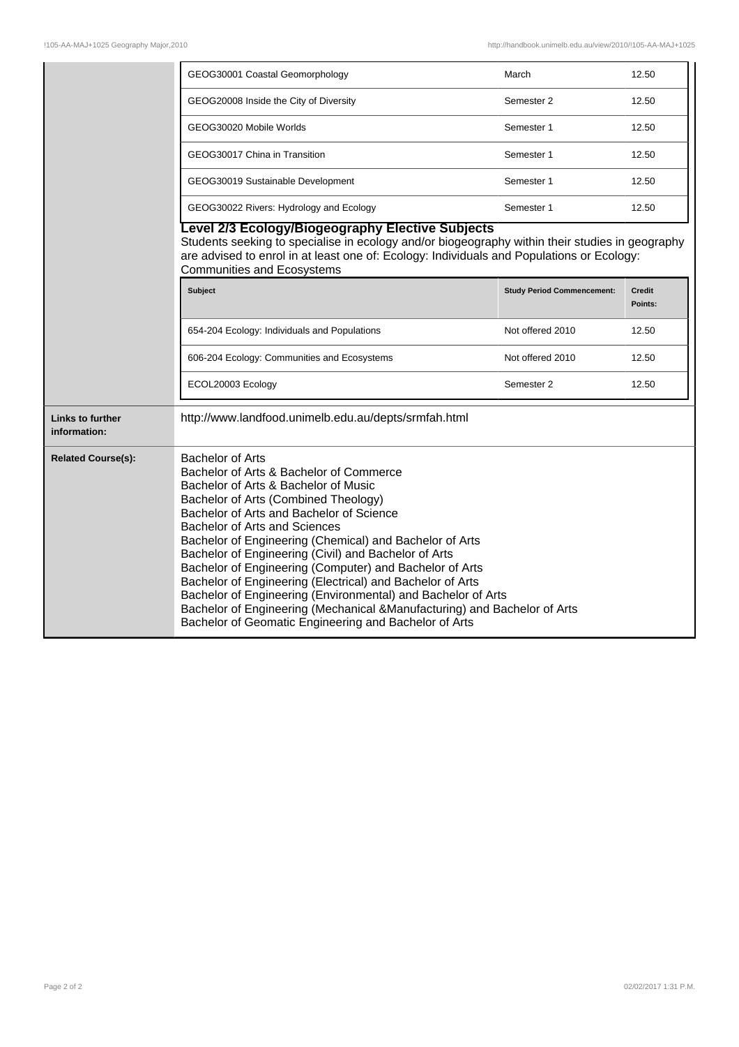| | | |
|---|---|---|
| GEOG30001 Coastal Geomorphology | March | 12.50 |
| GEOG20008 Inside the City of Diversity | Semester 2 | 12.50 |
| GEOG30020 Mobile Worlds | Semester 1 | 12.50 |
| GEOG30017 China in Transition | Semester 1 | 12.50 |
| GEOG30019 Sustainable Development | Semester 1 | 12.50 |
| GEOG30022 Rivers: Hydrology and Ecology | Semester 1 | 12.50 |

### Level 2/3 Ecology/Biogeography Elective Subjects

Students seeking to specialise in ecology and/or biogeography within their studies in geography are advised to enrol in at least one of: Ecology: Individuals and Populations or Ecology: Communities and Ecosystems

| Subject | Study Period Commencement: | Credit Points: |
|---|---|---|
| 654-204 Ecology: Individuals and Populations | Not offered 2010 | 12.50 |
| 606-204 Ecology: Communities and Ecosystems | Not offered 2010 | 12.50 |
| ECOL20003 Ecology | Semester 2 | 12.50 |

**Links to further information:** http://www.landfood.unimelb.edu.au/depts/srmfah.html

**Related Course(s):**

Bachelor of Arts
Bachelor of Arts & Bachelor of Commerce
Bachelor of Arts & Bachelor of Music
Bachelor of Arts (Combined Theology)
Bachelor of Arts and Bachelor of Science
Bachelor of Arts and Sciences
Bachelor of Engineering (Chemical) and Bachelor of Arts
Bachelor of Engineering (Civil) and Bachelor of Arts
Bachelor of Engineering (Computer) and Bachelor of Arts
Bachelor of Engineering (Electrical) and Bachelor of Arts
Bachelor of Engineering (Environmental) and Bachelor of Arts
Bachelor of Engineering (Mechanical &Manufacturing) and Bachelor of Arts
Bachelor of Geomatic Engineering and Bachelor of Arts